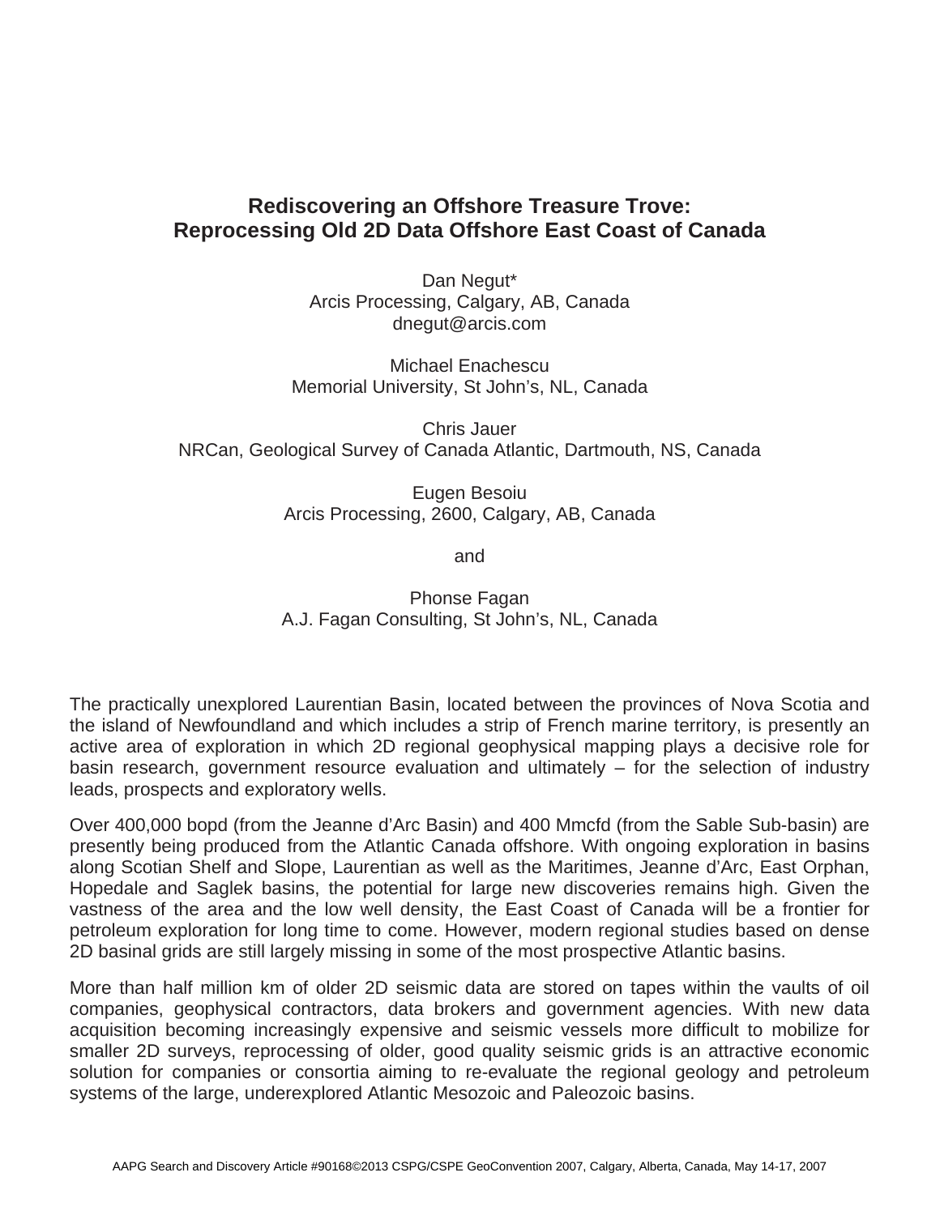# Rediscovering an Offshore Treasure Trove: Reprocessing Old 2D Data Offshore East Coast of Canada

Dan Negut*
Arcis Processing, Calgary, AB, Canada
dnegut@arcis.com

Michael Enachescu
Memorial University, St John's, NL, Canada

Chris Jauer
NRCan, Geological Survey of Canada Atlantic, Dartmouth, NS, Canada

Eugen Besoiu
Arcis Processing, 2600, Calgary, AB, Canada

and

Phonse Fagan
A.J. Fagan Consulting, St John's, NL, Canada

The practically unexplored Laurentian Basin, located between the provinces of Nova Scotia and the island of Newfoundland and which includes a strip of French marine territory, is presently an active area of exploration in which 2D regional geophysical mapping plays a decisive role for basin research, government resource evaluation and ultimately – for the selection of industry leads, prospects and exploratory wells.

Over 400,000 bopd (from the Jeanne d'Arc Basin) and 400 Mmcfd (from the Sable Sub-basin) are presently being produced from the Atlantic Canada offshore. With ongoing exploration in basins along Scotian Shelf and Slope, Laurentian as well as the Maritimes, Jeanne d'Arc, East Orphan, Hopedale and Saglek basins, the potential for large new discoveries remains high. Given the vastness of the area and the low well density, the East Coast of Canada will be a frontier for petroleum exploration for long time to come. However, modern regional studies based on dense 2D basinal grids are still largely missing in some of the most prospective Atlantic basins.

More than half million km of older 2D seismic data are stored on tapes within the vaults of oil companies, geophysical contractors, data brokers and government agencies. With new data acquisition becoming increasingly expensive and seismic vessels more difficult to mobilize for smaller 2D surveys, reprocessing of older, good quality seismic grids is an attractive economic solution for companies or consortia aiming to re-evaluate the regional geology and petroleum systems of the large, underexplored Atlantic Mesozoic and Paleozoic basins.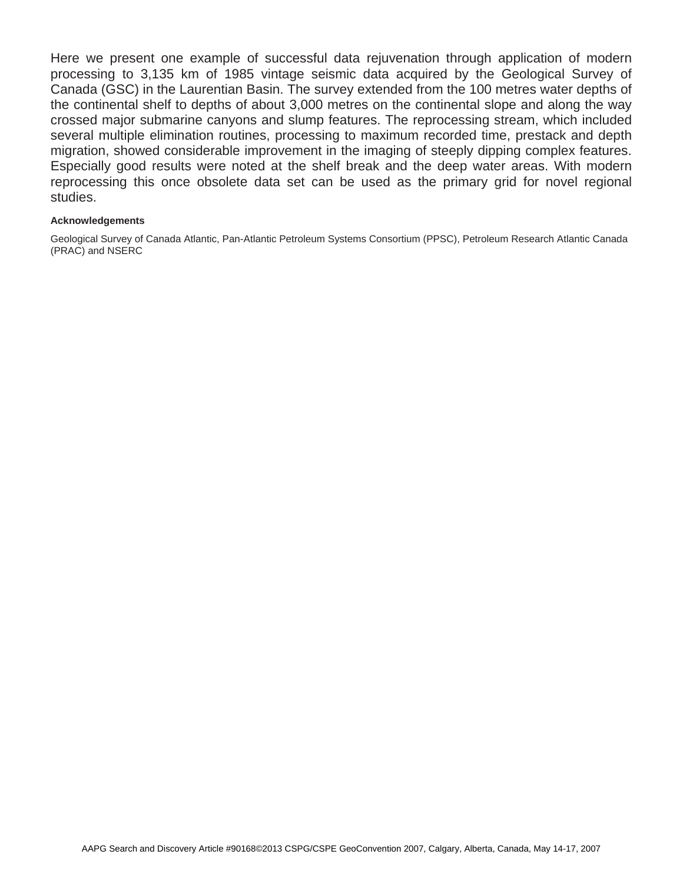Here we present one example of successful data rejuvenation through application of modern processing to 3,135 km of 1985 vintage seismic data acquired by the Geological Survey of Canada (GSC) in the Laurentian Basin. The survey extended from the 100 metres water depths of the continental shelf to depths of about 3,000 metres on the continental slope and along the way crossed major submarine canyons and slump features. The reprocessing stream, which included several multiple elimination routines, processing to maximum recorded time, prestack and depth migration, showed considerable improvement in the imaging of steeply dipping complex features. Especially good results were noted at the shelf break and the deep water areas. With modern reprocessing this once obsolete data set can be used as the primary grid for novel regional studies.

**Acknowledgements**

Geological Survey of Canada Atlantic, Pan-Atlantic Petroleum Systems Consortium (PPSC), Petroleum Research Atlantic Canada (PRAC) and NSERC